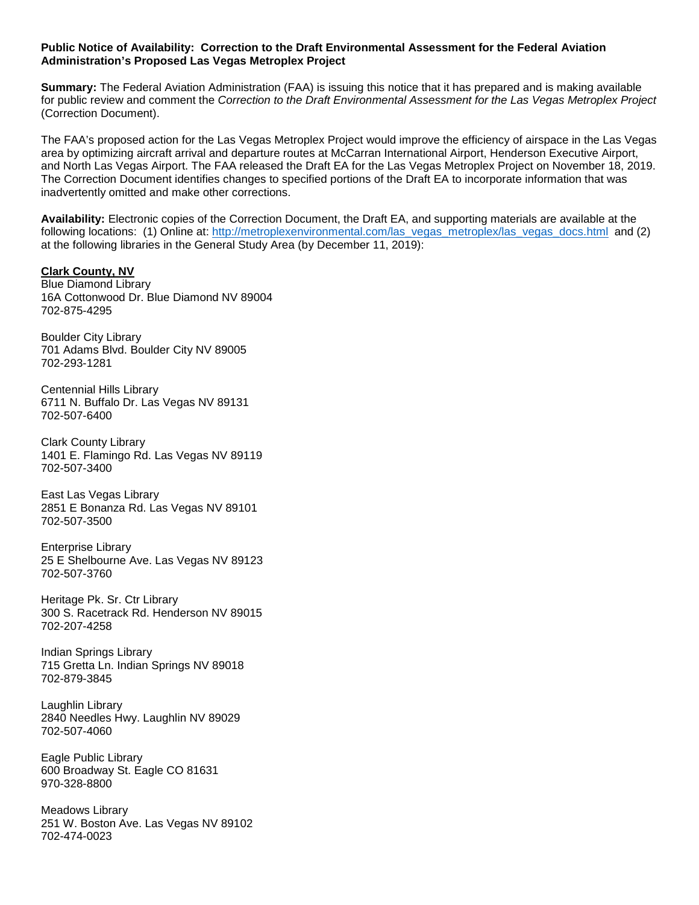**Public Notice of Availability: Correction to the Draft Environmental Assessment for the Federal Aviation Administration's Proposed Las Vegas Metroplex Project**

**Summary:** The Federal Aviation Administration (FAA) is issuing this notice that it has prepared and is making available for public review and comment the *Correction to the Draft Environmental Assessment for the Las Vegas Metroplex Project* (Correction Document).

The FAA's proposed action for the Las Vegas Metroplex Project would improve the efficiency of airspace in the Las Vegas area by optimizing aircraft arrival and departure routes at McCarran International Airport, Henderson Executive Airport, and North Las Vegas Airport. The FAA released the Draft EA for the Las Vegas Metroplex Project on November 18, 2019. The Correction Document identifies changes to specified portions of the Draft EA to incorporate information that was inadvertently omitted and make other corrections.

**Availability:** Electronic copies of the Correction Document, the Draft EA, and supporting materials are available at the following locations: (1) Online at: [http://metroplexenvironmental.com/las_vegas_metroplex/las_vegas_docs.html](http://metroplexenvironmental.com/las_vegas_metroplex/las_vegas_docs.html) and (2) at the following libraries in the General Study Area (by December 11, 2019):

**Clark County, NV**

Blue Diamond Library
16A Cottonwood Dr. Blue Diamond NV 89004
702-875-4295

Boulder City Library
701 Adams Blvd. Boulder City NV 89005
702-293-1281

Centennial Hills Library
6711 N. Buffalo Dr. Las Vegas NV 89131
702-507-6400

Clark County Library
1401 E. Flamingo Rd. Las Vegas NV 89119
702-507-3400

East Las Vegas Library
2851 E Bonanza Rd. Las Vegas NV 89101
702-507-3500

Enterprise Library
25 E Shelbourne Ave. Las Vegas NV 89123
702-507-3760

Heritage Pk. Sr. Ctr Library
300 S. Racetrack Rd. Henderson NV 89015
702-207-4258

Indian Springs Library
715 Gretta Ln. Indian Springs NV 89018
702-879-3845

Laughlin Library
2840 Needles Hwy. Laughlin NV 89029
702-507-4060

Eagle Public Library
600 Broadway St. Eagle CO 81631
970-328-8800

Meadows Library
251 W. Boston Ave. Las Vegas NV 89102
702-474-0023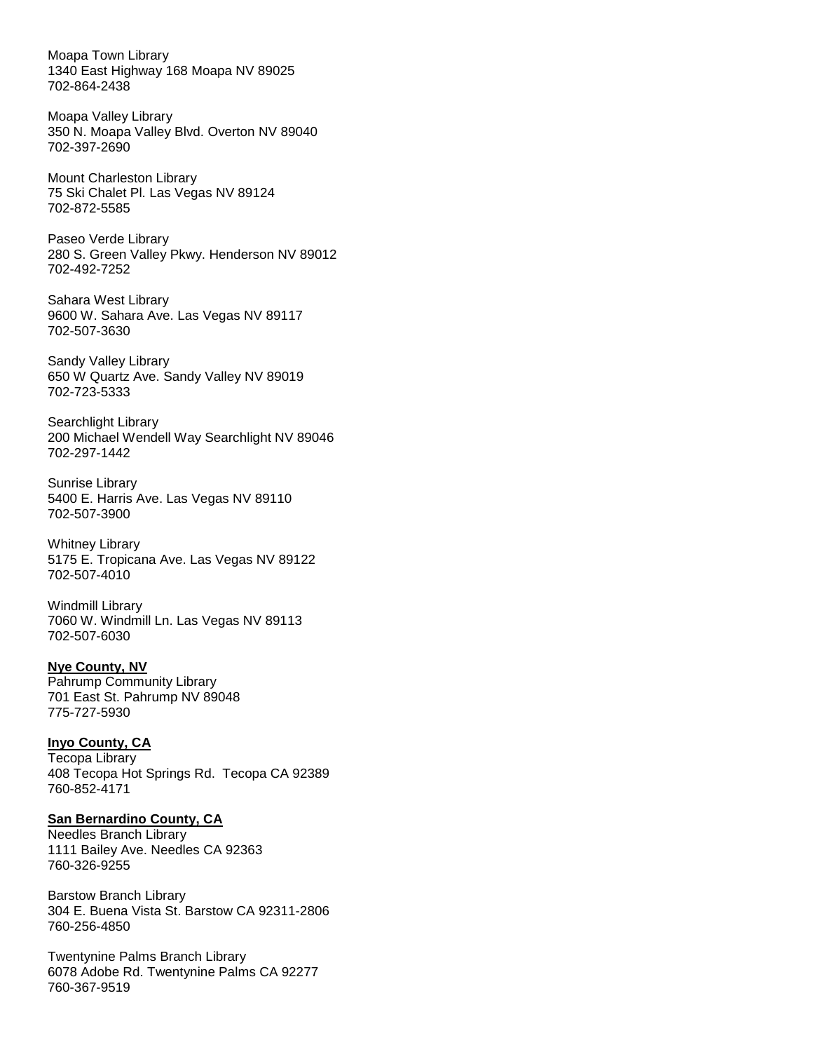Moapa Town Library
1340 East Highway 168 Moapa NV 89025
702-864-2438

Moapa Valley Library
350 N. Moapa Valley Blvd. Overton NV 89040
702-397-2690

Mount Charleston Library
75 Ski Chalet Pl. Las Vegas NV 89124
702-872-5585

Paseo Verde Library
280 S. Green Valley Pkwy. Henderson NV 89012
702-492-7252

Sahara West Library
9600 W. Sahara Ave. Las Vegas NV 89117
702-507-3630

Sandy Valley Library
650 W Quartz Ave. Sandy Valley NV 89019
702-723-5333

Searchlight Library
200 Michael Wendell Way Searchlight NV 89046
702-297-1442

Sunrise Library
5400 E. Harris Ave. Las Vegas NV 89110
702-507-3900

Whitney Library
5175 E. Tropicana Ave. Las Vegas NV 89122
702-507-4010

Windmill Library
7060 W. Windmill Ln. Las Vegas NV 89113
702-507-6030

**Nye County, NV**

Pahrump Community Library
701 East St. Pahrump NV 89048
775-727-5930

**Inyo County, CA**

Tecopa Library
408 Tecopa Hot Springs Rd. Tecopa CA 92389
760-852-4171

**San Bernardino County, CA**

Needles Branch Library
1111 Bailey Ave. Needles CA 92363
760-326-9255

Barstow Branch Library
304 E. Buena Vista St. Barstow CA 92311-2806
760-256-4850

Twentynine Palms Branch Library
6078 Adobe Rd. Twentynine Palms CA 92277
760-367-9519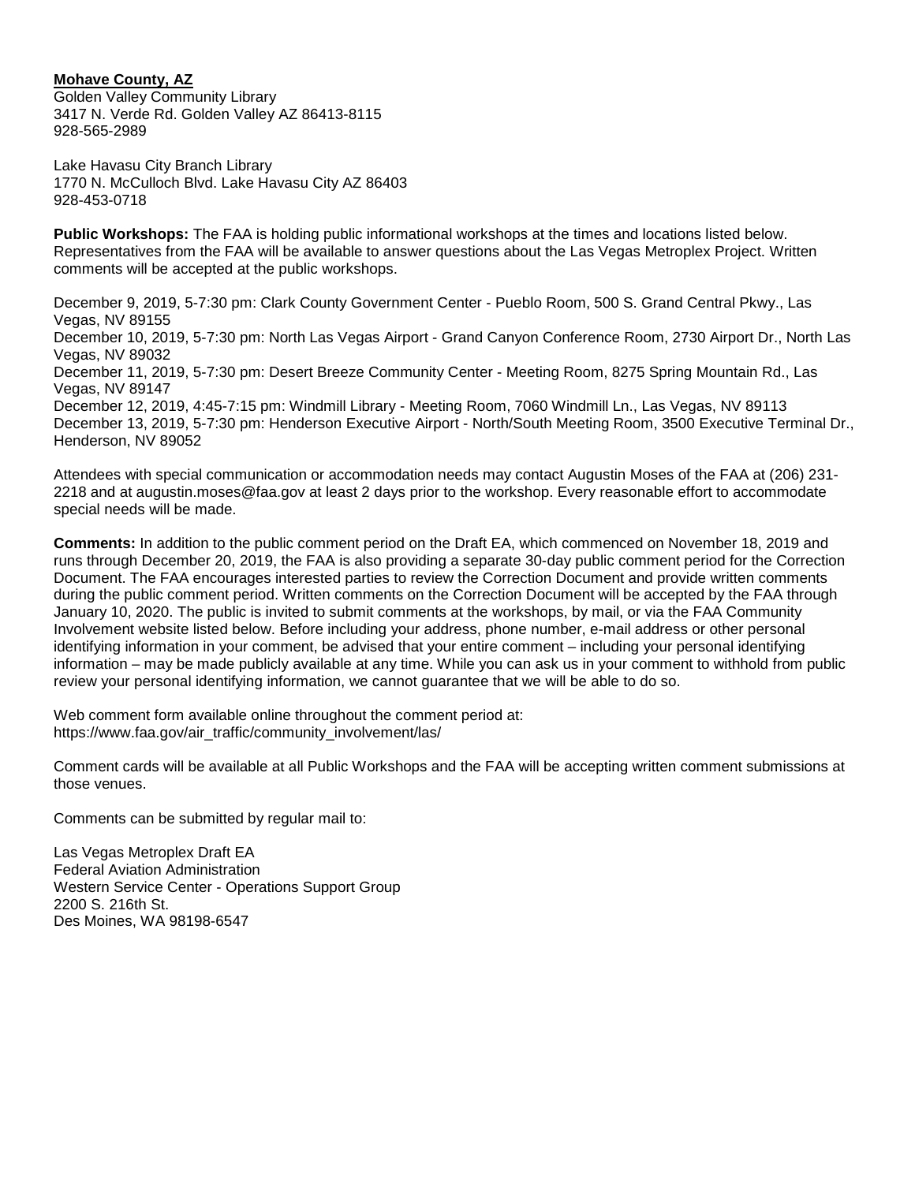**Mohave County, AZ**
Golden Valley Community Library
3417 N. Verde Rd. Golden Valley AZ 86413-8115
928-565-2989

Lake Havasu City Branch Library
1770 N. McCulloch Blvd. Lake Havasu City AZ 86403
928-453-0718

**Public Workshops:** The FAA is holding public informational workshops at the times and locations listed below. Representatives from the FAA will be available to answer questions about the Las Vegas Metroplex Project. Written comments will be accepted at the public workshops.

December 9, 2019, 5-7:30 pm: Clark County Government Center - Pueblo Room, 500 S. Grand Central Pkwy., Las Vegas, NV 89155
December 10, 2019, 5-7:30 pm: North Las Vegas Airport - Grand Canyon Conference Room, 2730 Airport Dr., North Las Vegas, NV 89032
December 11, 2019, 5-7:30 pm: Desert Breeze Community Center - Meeting Room, 8275 Spring Mountain Rd., Las Vegas, NV 89147
December 12, 2019, 4:45-7:15 pm: Windmill Library - Meeting Room, 7060 Windmill Ln., Las Vegas, NV 89113
December 13, 2019, 5-7:30 pm: Henderson Executive Airport - North/South Meeting Room, 3500 Executive Terminal Dr., Henderson, NV 89052

Attendees with special communication or accommodation needs may contact Augustin Moses of the FAA at (206) 231-2218 and at augustin.moses@faa.gov at least 2 days prior to the workshop. Every reasonable effort to accommodate special needs will be made.

**Comments:** In addition to the public comment period on the Draft EA, which commenced on November 18, 2019 and runs through December 20, 2019, the FAA is also providing a separate 30-day public comment period for the Correction Document. The FAA encourages interested parties to review the Correction Document and provide written comments during the public comment period. Written comments on the Correction Document will be accepted by the FAA through January 10, 2020. The public is invited to submit comments at the workshops, by mail, or via the FAA Community Involvement website listed below. Before including your address, phone number, e-mail address or other personal identifying information in your comment, be advised that your entire comment – including your personal identifying information – may be made publicly available at any time. While you can ask us in your comment to withhold from public review your personal identifying information, we cannot guarantee that we will be able to do so.

Web comment form available online throughout the comment period at:
https://www.faa.gov/air_traffic/community_involvement/las/

Comment cards will be available at all Public Workshops and the FAA will be accepting written comment submissions at those venues.

Comments can be submitted by regular mail to:

Las Vegas Metroplex Draft EA
Federal Aviation Administration
Western Service Center - Operations Support Group
2200 S. 216th St.
Des Moines, WA 98198-6547